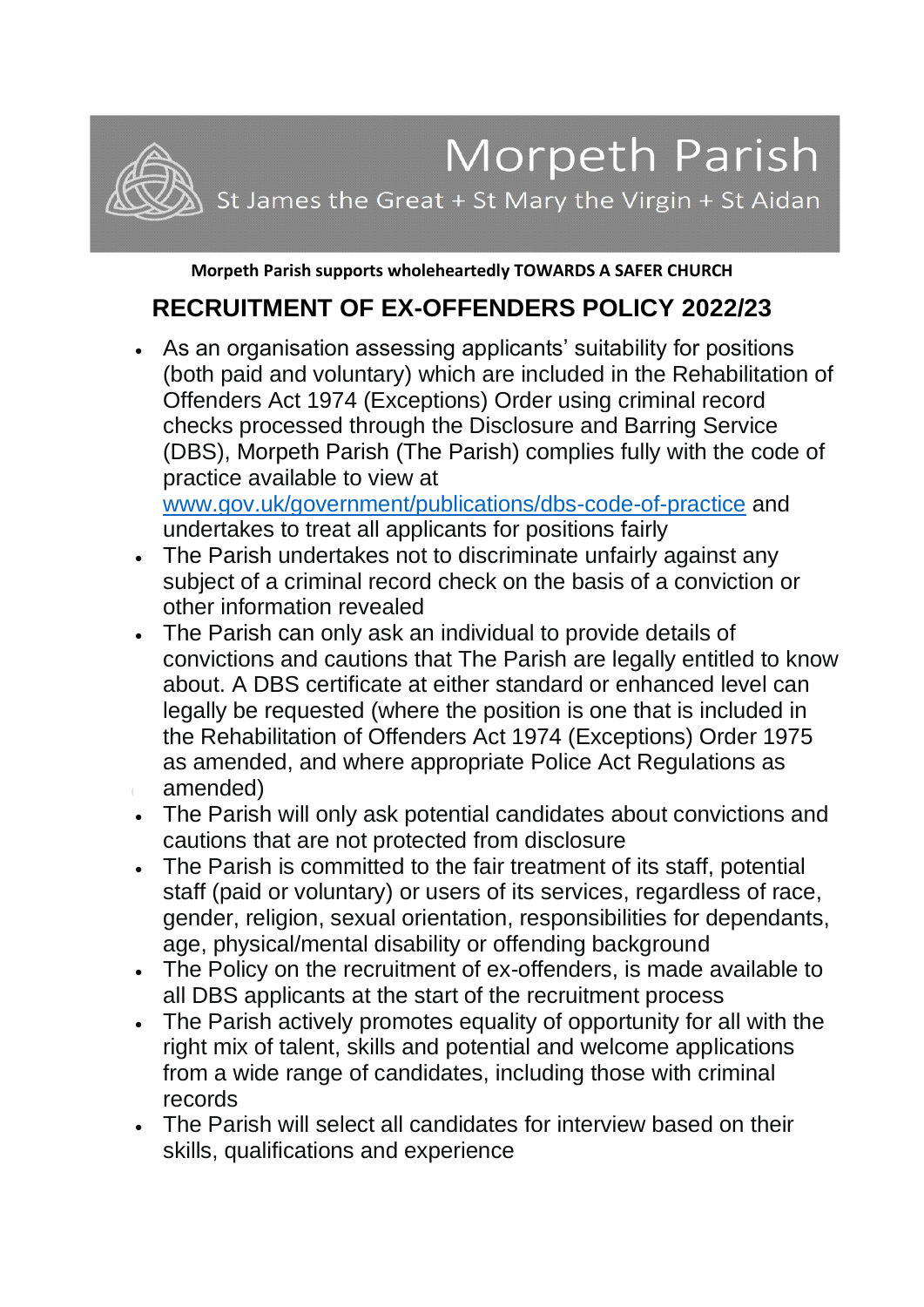# Morpeth Parish

St James the Great + St Mary the Virgin + St Aidan

**Morpeth Parish supports wholeheartedly TOWARDS A SAFER CHURCH**

## RECRUITMENT OF EX-OFFENDERS POLICY 2022/23

- As an organisation assessing applicants' suitability for positions (both paid and voluntary) which are included in the Rehabilitation of Offenders Act 1974 (Exceptions) Order using criminal record checks processed through the Disclosure and Barring Service (DBS), Morpeth Parish (The Parish) complies fully with the code of practice available to view at [www.gov.uk/government/publications/dbs-code-of-practice](www.gov.uk/government/publications/dbs-code-of-practice) and undertakes to treat all applicants for positions fairly
- The Parish undertakes not to discriminate unfairly against any subject of a criminal record check on the basis of a conviction or other information revealed
- The Parish can only ask an individual to provide details of convictions and cautions that The Parish are legally entitled to know about. A DBS certificate at either standard or enhanced level can legally be requested (where the position is one that is included in the Rehabilitation of Offenders Act 1974 (Exceptions) Order 1975 as amended, and where appropriate Police Act Regulations as amended)
- The Parish will only ask potential candidates about convictions and cautions that are not protected from disclosure
- The Parish is committed to the fair treatment of its staff, potential staff (paid or voluntary) or users of its services, regardless of race, gender, religion, sexual orientation, responsibilities for dependants, age, physical/mental disability or offending background
- The Policy on the recruitment of ex-offenders, is made available to all DBS applicants at the start of the recruitment process
- The Parish actively promotes equality of opportunity for all with the right mix of talent, skills and potential and welcome applications from a wide range of candidates, including those with criminal records
- The Parish will select all candidates for interview based on their skills, qualifications and experience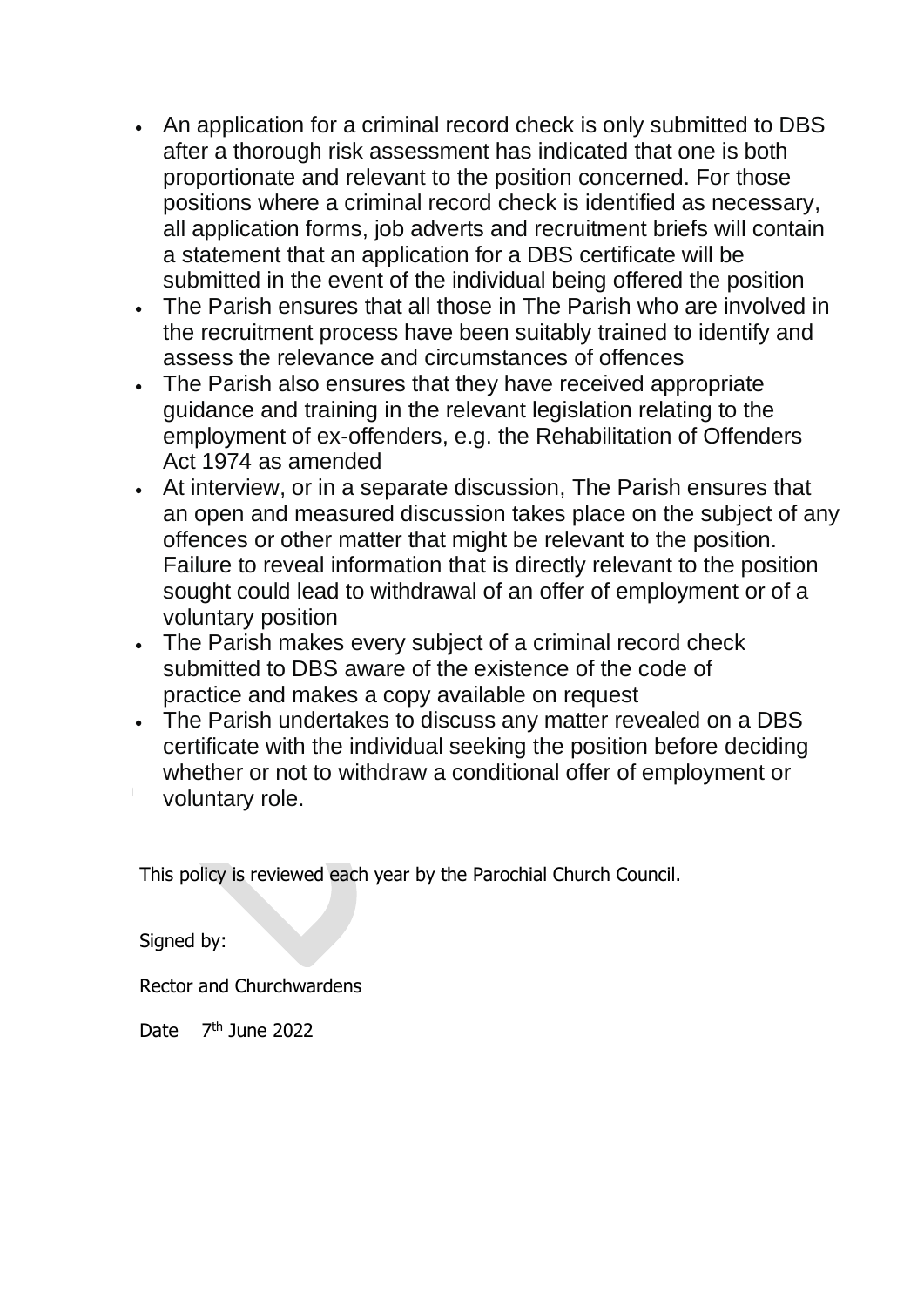- An application for a criminal record check is only submitted to DBS after a thorough risk assessment has indicated that one is both proportionate and relevant to the position concerned. For those positions where a criminal record check is identified as necessary, all application forms, job adverts and recruitment briefs will contain a statement that an application for a DBS certificate will be submitted in the event of the individual being offered the position
- The Parish ensures that all those in The Parish who are involved in the recruitment process have been suitably trained to identify and assess the relevance and circumstances of offences
- The Parish also ensures that they have received appropriate guidance and training in the relevant legislation relating to the employment of ex-offenders, e.g. the Rehabilitation of Offenders Act 1974 as amended
- At interview, or in a separate discussion, The Parish ensures that an open and measured discussion takes place on the subject of any offences or other matter that might be relevant to the position. Failure to reveal information that is directly relevant to the position sought could lead to withdrawal of an offer of employment or of a voluntary position
- The Parish makes every subject of a criminal record check submitted to DBS aware of the existence of the code of practice and makes a copy available on request
- The Parish undertakes to discuss any matter revealed on a DBS certificate with the individual seeking the position before deciding whether or not to withdraw a conditional offer of employment or voluntary role.

This policy is reviewed each year by the Parochial Church Council.

Signed by:

Rector and Churchwardens

Date 7th June 2022